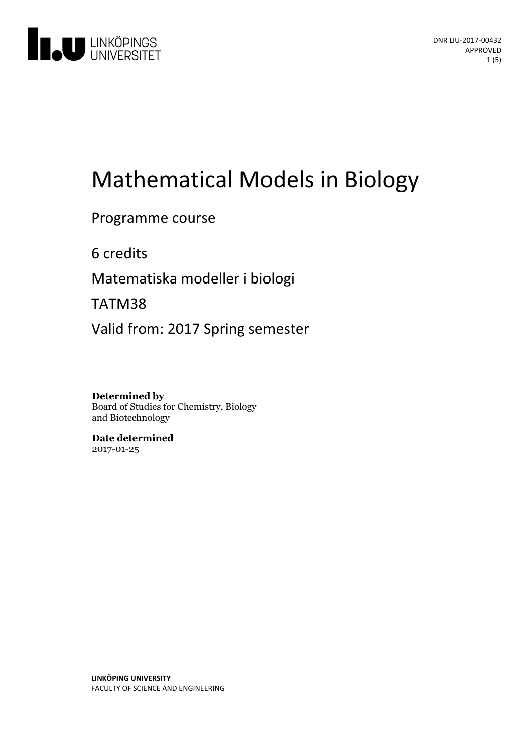DNR LIU-2017-00432
APPROVED

# Mathematical Models in Biology

Programme course

6 credits

Matematiska modeller i biologi

TATM38

Valid from: 2017 Spring semester

**Determined by**
Board of Studies for Chemistry, Biology and Biotechnology

**Date determined**
2017-01-25

**LINKÖPING UNIVERSITY**
FACULTY OF SCIENCE AND ENGINEERING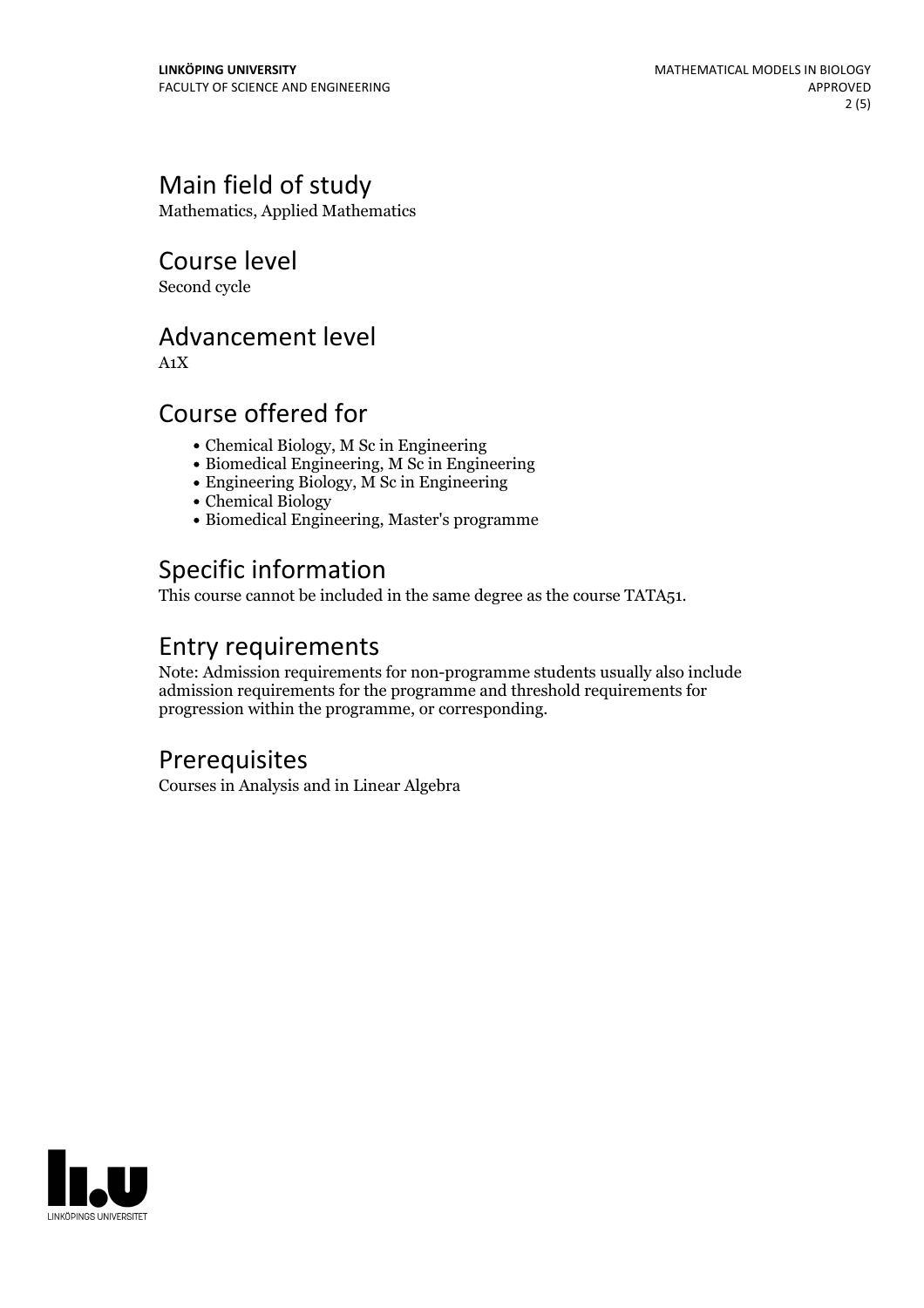## Main field of study

Mathematics, Applied Mathematics

## Course level

Second cycle

## Advancement level

A1X

## Course offered for

- Chemical Biology, M Sc in Engineering
- Biomedical Engineering, M Sc in Engineering
- Engineering Biology, M Sc in Engineering
- Chemical Biology
- Biomedical Engineering, Master's programme

## Specific information

This course cannot be included in the same degree as the course TATA51.

## Entry requirements

Note: Admission requirements for non-programme students usually also include admission requirements for the programme and threshold requirements for progression within the programme, or corresponding.

## Prerequisites

Courses in Analysis and in Linear Algebra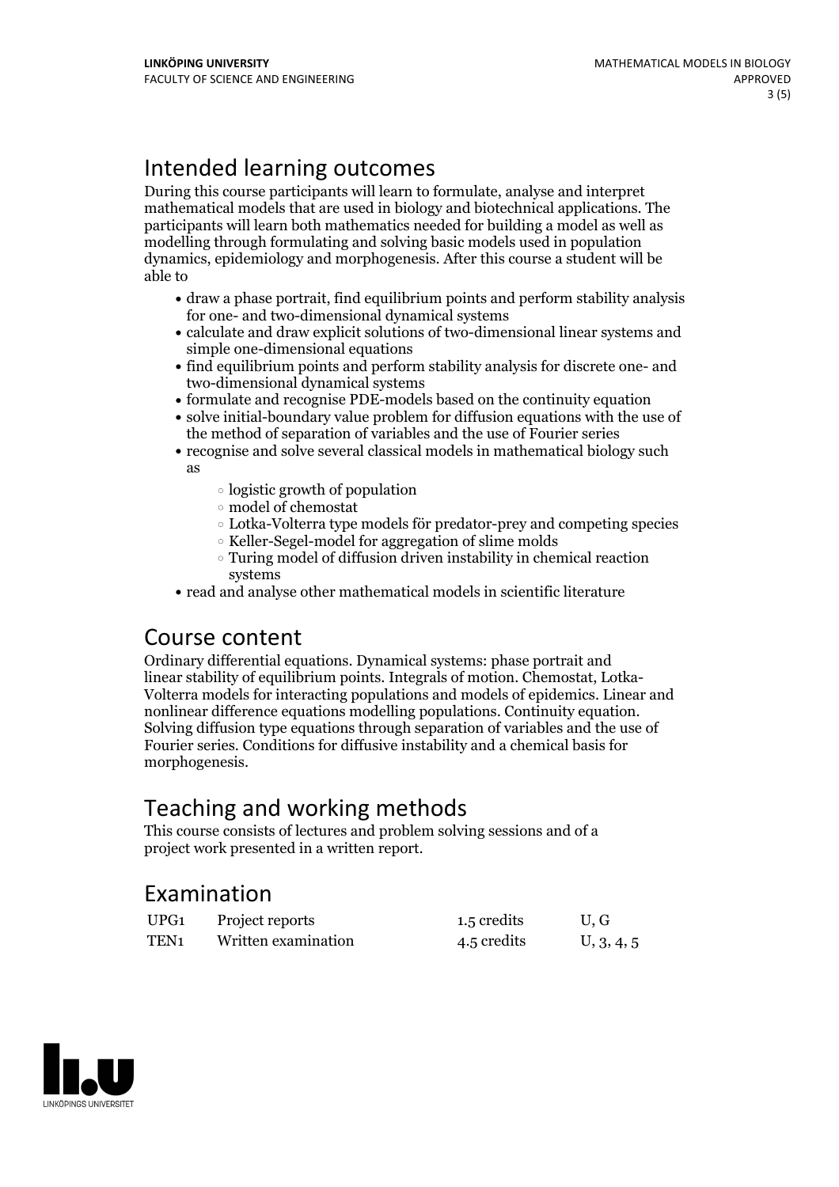## Intended learning outcomes

During this course participants will learn to formulate, analyse and interpret mathematical models that are used in biology and biotechnical applications. The participants will learn both mathematics needed for building a model as well as modelling through formulating and solving basic models used in population dynamics, epidemiology and morphogenesis. After this course a student will be able to

- draw a phase portrait, find equilibrium points and perform stability analysis for one- and two-dimensional dynamical systems
- calculate and draw explicit solutions of two-dimensional linear systems and simple one-dimensional equations
- find equilibrium points and perform stability analysis for discrete one- and two-dimensional dynamical systems
- formulate and recognise PDE-models based on the continuity equation
- solve initial-boundary value problem for diffusion equations with the use of the method of separation of variables and the use of Fourier series
- recognise and solve several classical models in mathematical biology such as
    - logistic growth of population
    - model of chemostat
    - Lotka-Volterra type models för predator-prey and competing species
    - Keller-Segel-model for aggregation of slime molds
    - Turing model of diffusion driven instability in chemical reaction systems
- read and analyse other mathematical models in scientific literature

## Course content

Ordinary differential equations. Dynamical systems: phase portrait and linear stability of equilibrium points. Integrals of motion. Chemostat, Lotka-Volterra models for interacting populations and models of epidemics. Linear and nonlinear difference equations modelling populations. Continuity equation. Solving diffusion type equations through separation of variables and the use of Fourier series. Conditions for diffusive instability and a chemical basis for morphogenesis.

## Teaching and working methods

This course consists of lectures and problem solving sessions and of a project work presented in a written report.

## Examination

| | | | |
|---|---|---|---|
| UPG1 | Project reports | 1.5 credits | U, G |
| TEN1 | Written examination | 4.5 credits | U, 3, 4, 5 |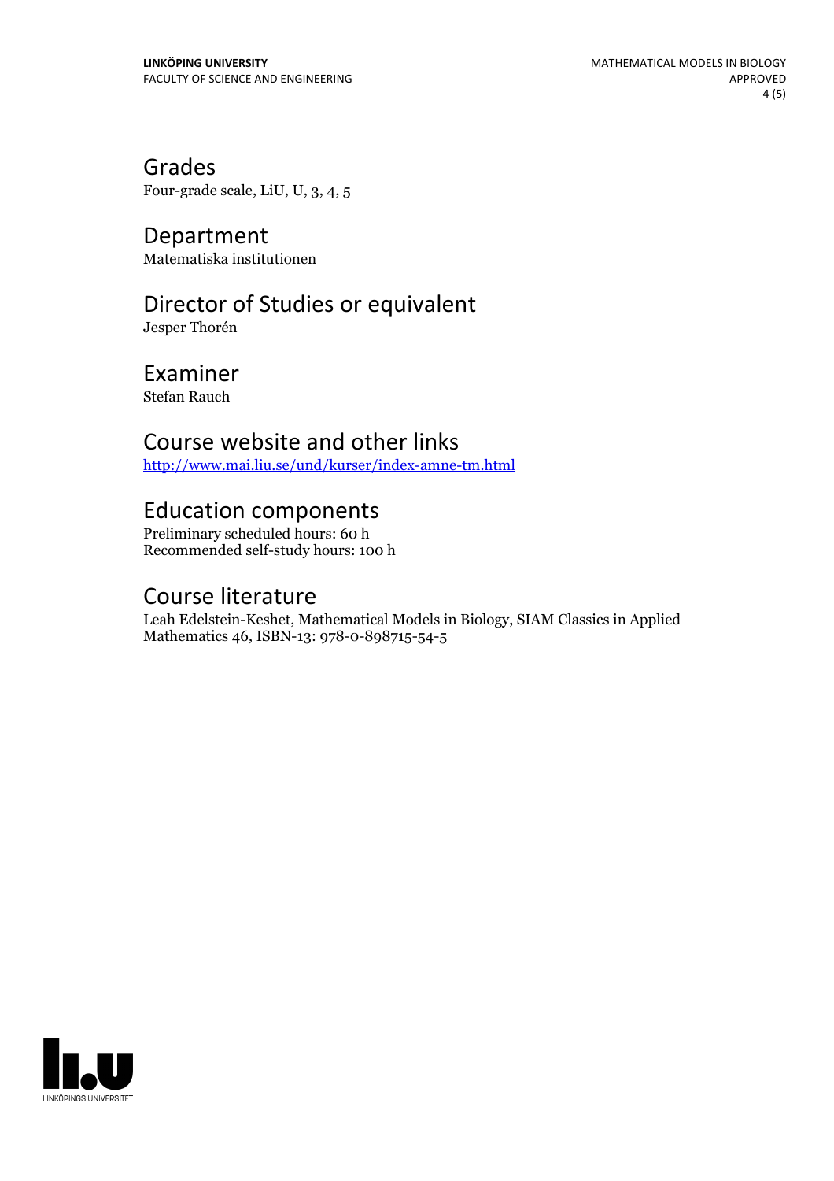## Grades

Four-grade scale, LiU, U, 3, 4, 5

## Department

Matematiska institutionen

## Director of Studies or equivalent

Jesper Thorén

## Examiner

Stefan Rauch

## Course website and other links

http://www.mai.liu.se/und/kurser/index-amne-tm.html

## Education components

Preliminary scheduled hours: 60 h
Recommended self-study hours: 100 h

## Course literature

Leah Edelstein-Keshet, Mathematical Models in Biology, SIAM Classics in Applied Mathematics 46, ISBN-13: 978-0-898715-54-5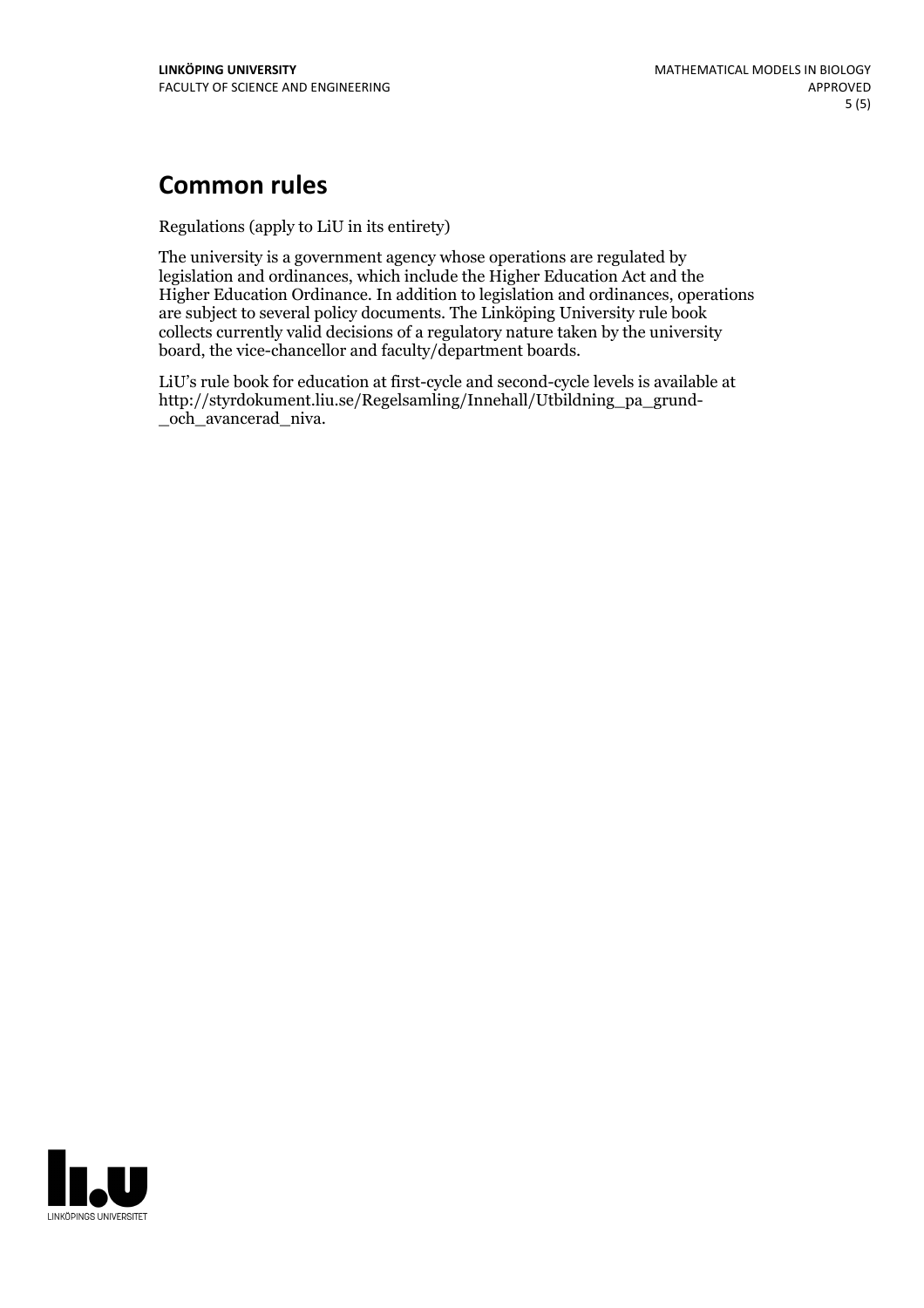# Common rules

Regulations (apply to LiU in its entirety)

The university is a government agency whose operations are regulated by legislation and ordinances, which include the Higher Education Act and the Higher Education Ordinance. In addition to legislation and ordinances, operations are subject to several policy documents. The Linköping University rule book collects currently valid decisions of a regulatory nature taken by the university board, the vice-chancellor and faculty/department boards.

LiU's rule book for education at first-cycle and second-cycle levels is available at http://styrdokument.liu.se/Regelsamling/Innehall/Utbildning_pa_grund-_och_avancerad_niva.